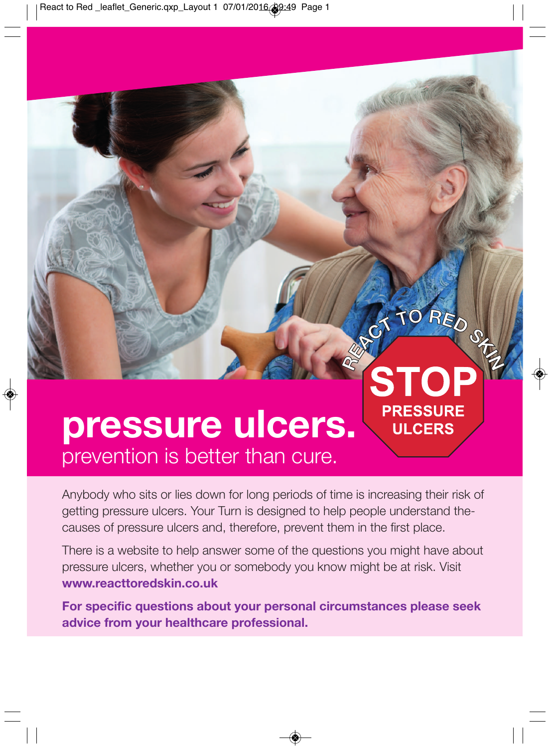REACT TO RED SKIN

**STOP PRESSURE ULCERS**

# pressure ulcers.

## prevention is better than cure.

Anybody who sits or lies down for long periods of time is increasing their risk of getting pressure ulcers. Your Turn is designed to help people understand the-causes of pressure ulcers and, therefore, prevent them in the first place.

There is a website to help answer some of the questions you might have about pressure ulcers, whether you or somebody you know might be at risk. Visit **www.reacttoredskin.co.uk**

**For specific questions about your personal circumstances please seek advice from your healthcare professional.**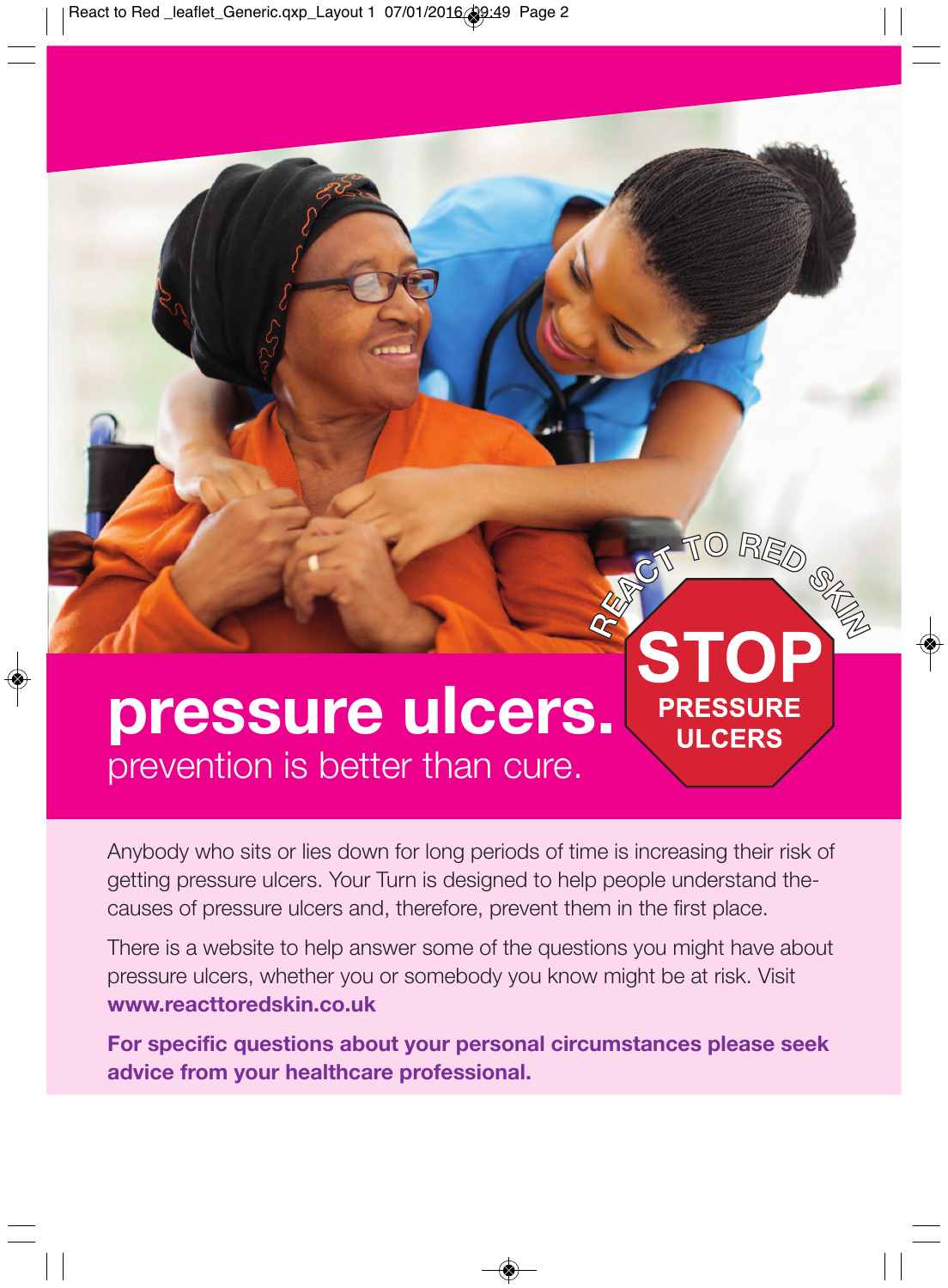# pressure ulcers.

prevention is better than cure.

REACT TO RED SKIN

STOP PRESSURE ULCERS

Anybody who sits or lies down for long periods of time is increasing their risk of getting pressure ulcers. Your Turn is designed to help people understand the-causes of pressure ulcers and, therefore, prevent them in the first place.

There is a website to help answer some of the questions you might have about pressure ulcers, whether you or somebody you know might be at risk. Visit **www.reacttoredskin.co.uk**

**For specific questions about your personal circumstances please seek advice from your healthcare professional.**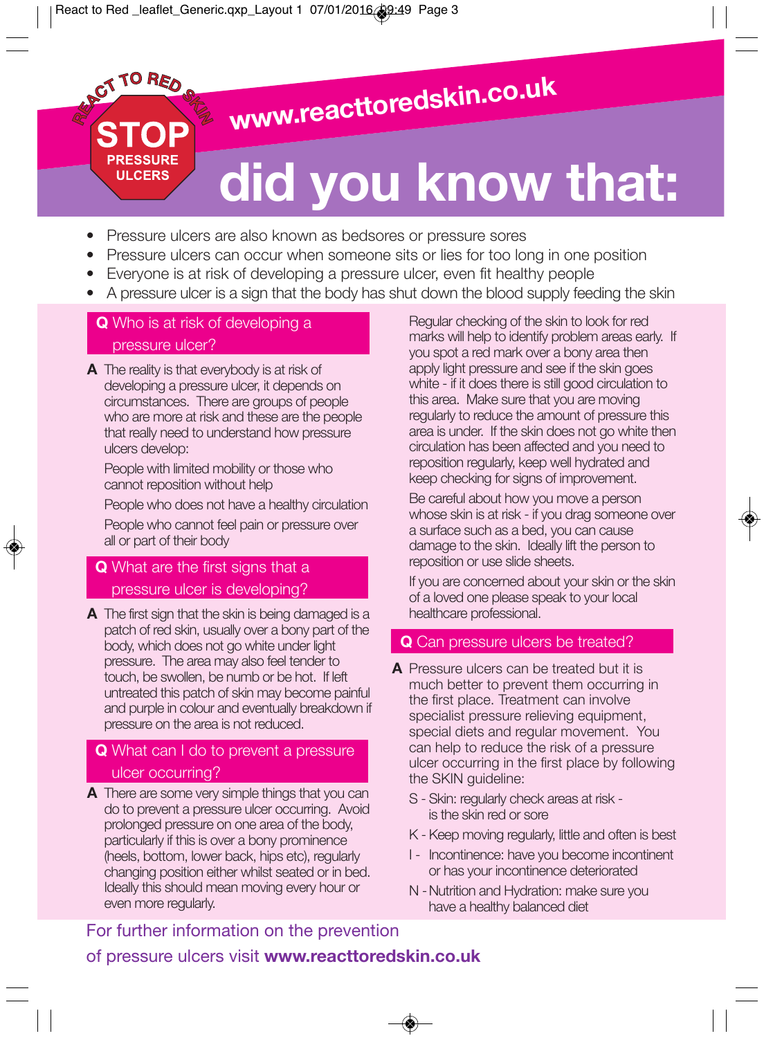REACT TO RED SKIN

STOP PRESSURE ULCERS

www.reacttoredskin.co.uk

# did you know that:

- Pressure ulcers are also known as bedsores or pressure sores
- Pressure ulcers can occur when someone sits or lies for too long in one position
- Everyone is at risk of developing a pressure ulcer, even fit healthy people
- A pressure ulcer is a sign that the body has shut down the blood supply feeding the skin

### Q Who is at risk of developing a pressure ulcer?

**A** The reality is that everybody is at risk of developing a pressure ulcer, it depends on circumstances. There are groups of people who are more at risk and these are the people that really need to understand how pressure ulcers develop:

People with limited mobility or those who cannot reposition without help

People who does not have a healthy circulation

People who cannot feel pain or pressure over all or part of their body

### Q What are the first signs that a pressure ulcer is developing?

**A** The first sign that the skin is being damaged is a patch of red skin, usually over a bony part of the body, which does not go white under light pressure. The area may also feel tender to touch, be swollen, be numb or be hot. If left untreated this patch of skin may become painful and purple in colour and eventually breakdown if pressure on the area is not reduced.

### Q What can I do to prevent a pressure ulcer occurring?

**A** There are some very simple things that you can do to prevent a pressure ulcer occurring. Avoid prolonged pressure on one area of the body, particularly if this is over a bony prominence (heels, bottom, lower back, hips etc), regularly changing position either whilst seated or in bed. Ideally this should mean moving every hour or even more regularly.

Regular checking of the skin to look for red marks will help to identify problem areas early. If you spot a red mark over a bony area then apply light pressure and see if the skin goes white - if it does there is still good circulation to this area. Make sure that you are moving regularly to reduce the amount of pressure this area is under. If the skin does not go white then circulation has been affected and you need to reposition regularly, keep well hydrated and keep checking for signs of improvement.

Be careful about how you move a person whose skin is at risk - if you drag someone over a surface such as a bed, you can cause damage to the skin. Ideally lift the person to reposition or use slide sheets.

If you are concerned about your skin or the skin of a loved one please speak to your local healthcare professional.

### Q Can pressure ulcers be treated?

**A** Pressure ulcers can be treated but it is much better to prevent them occurring in the first place. Treatment can involve specialist pressure relieving equipment, special diets and regular movement. You can help to reduce the risk of a pressure ulcer occurring in the first place by following the SKIN guideline:

S - Skin: regularly check areas at risk - is the skin red or sore

K - Keep moving regularly, little and often is best

I - Incontinence: have you become incontinent or has your incontinence deteriorated

N - Nutrition and Hydration: make sure you have a healthy balanced diet

For further information on the prevention of pressure ulcers visit **www.reacttoredskin.co.uk**